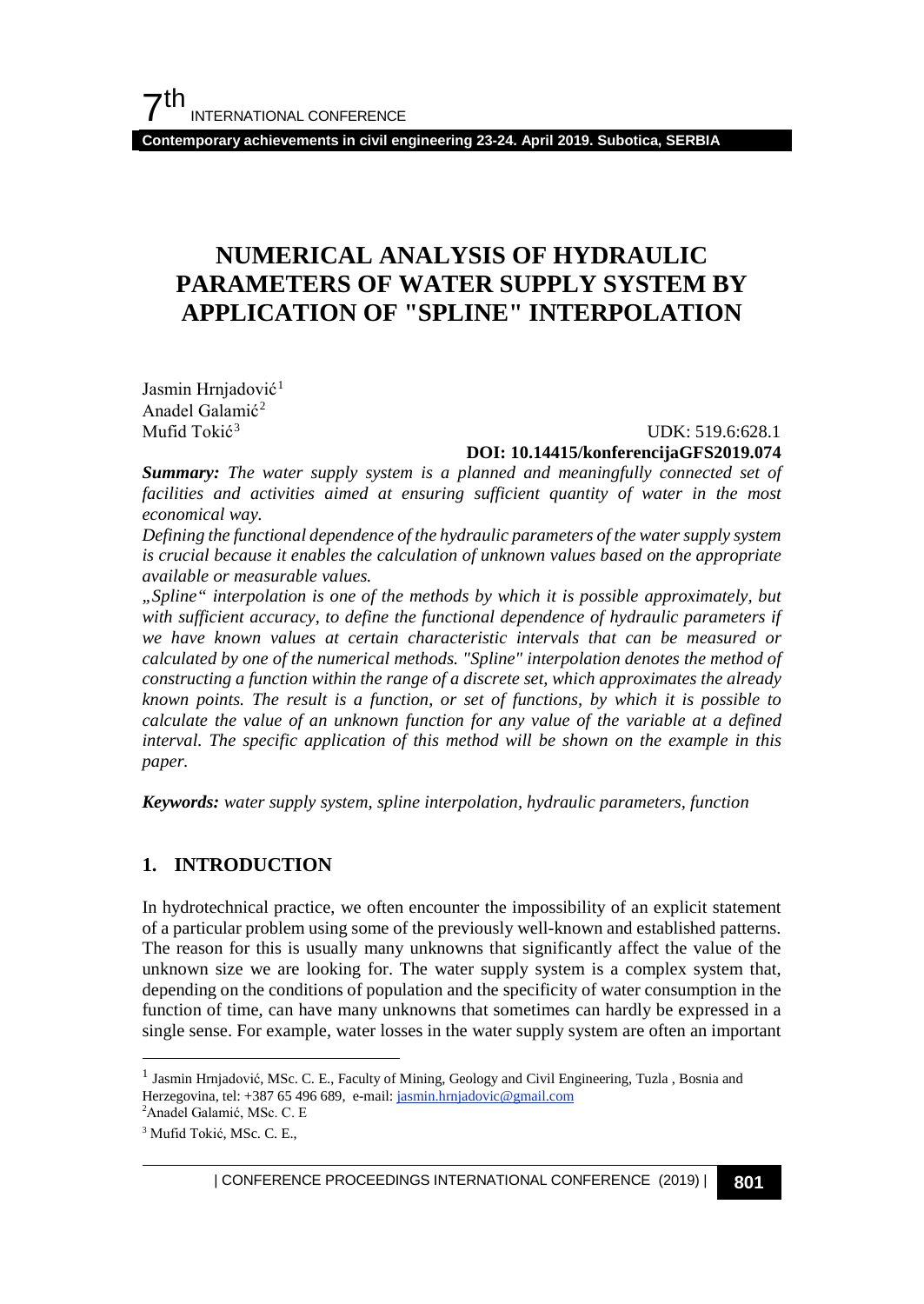# NUMERICAL ANALYSIS OF HYDRAULIC PARAMETERS OF WATER SUPPLY SYSTEM BY APPLICATION OF "SPLINE" INTERPOLATION

Jasmin Hrnjadović[1]
Anadel Galamić[2]
Mufid Tokić[3]

UDK: 519.6:628.1
**DOI: 10.14415/konferencijaGFS2019.074**

***Summary:*** *The water supply system is a planned and meaningfully connected set of facilities and activities aimed at ensuring sufficient quantity of water in the most economical way.*

*Defining the functional dependence of the hydraulic parameters of the water supply system is crucial because it enables the calculation of unknown values based on the appropriate available or measurable values.*

*„Spline" interpolation is one of the methods by which it is possible approximately, but with sufficient accuracy, to define the functional dependence of hydraulic parameters if we have known values at certain characteristic intervals that can be measured or calculated by one of the numerical methods. "Spline" interpolation denotes the method of constructing a function within the range of a discrete set, which approximates the already known points. The result is a function, or set of functions, by which it is possible to calculate the value of an unknown function for any value of the variable at a defined interval. The specific application of this method will be shown on the example in this paper.*

***Keywords:*** *water supply system, spline interpolation, hydraulic parameters, function*

## 1. INTRODUCTION

In hydrotechnical practice, we often encounter the impossibility of an explicit statement of a particular problem using some of the previously well-known and established patterns. The reason for this is usually many unknowns that significantly affect the value of the unknown size we are looking for. The water supply system is a complex system that, depending on the conditions of population and the specificity of water consumption in the function of time, can have many unknowns that sometimes can hardly be expressed in a single sense. For example, water losses in the water supply system are often an important

---

[1] Jasmin Hrnjadović, MSc. C. E., Faculty of Mining, Geology and Civil Engineering, Tuzla , Bosnia and Herzegovina, tel: +387 65 496 689, e-mail: jasmin.hrnjadovic@gmail.com

[2] Anadel Galamić, MSc. C. E

[3] Mufid Tokić, MSc. C. E.,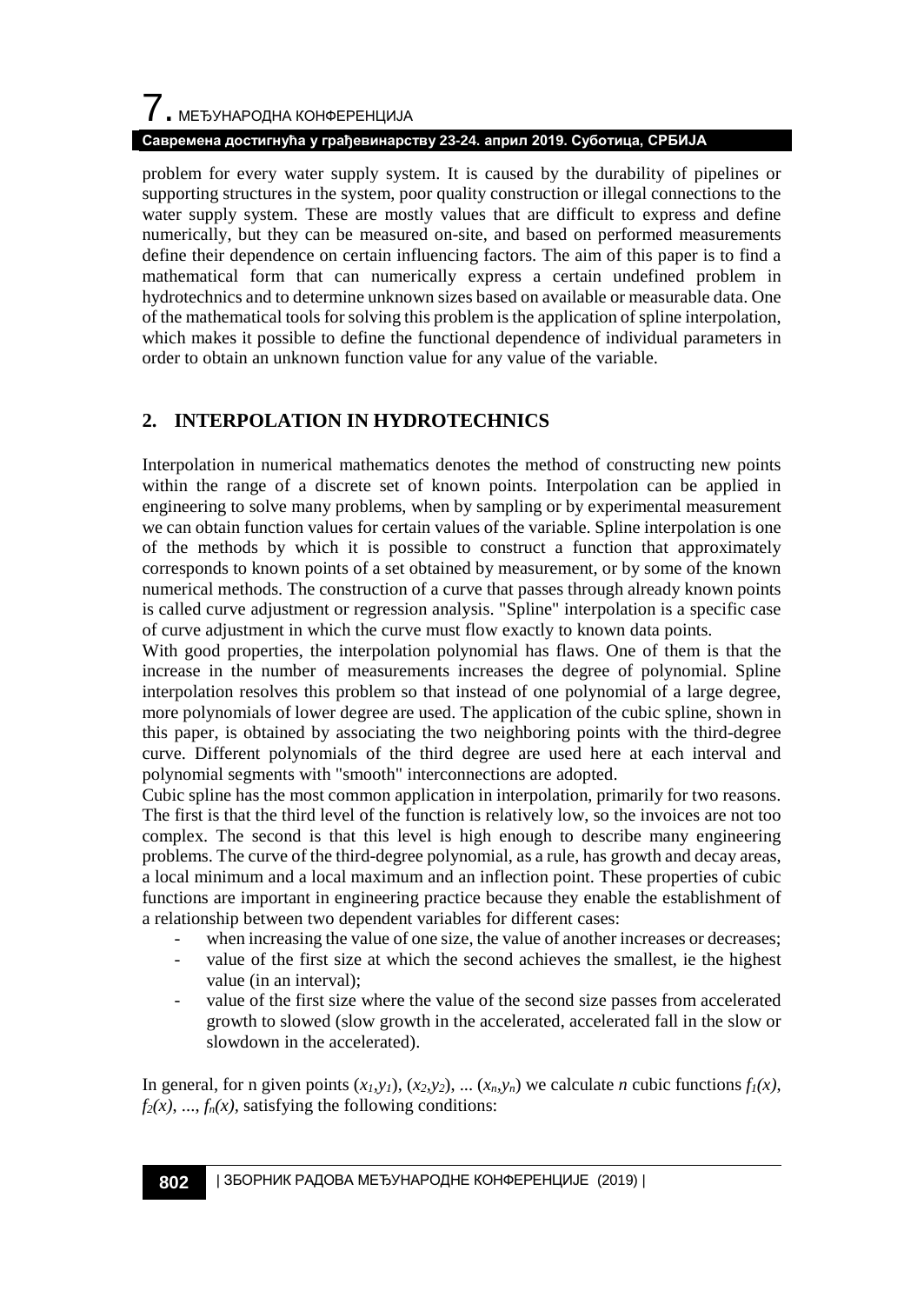problem for every water supply system. It is caused by the durability of pipelines or supporting structures in the system, poor quality construction or illegal connections to the water supply system. These are mostly values that are difficult to express and define numerically, but they can be measured on-site, and based on performed measurements define their dependence on certain influencing factors. The aim of this paper is to find a mathematical form that can numerically express a certain undefined problem in hydrotechnics and to determine unknown sizes based on available or measurable data. One of the mathematical tools for solving this problem is the application of spline interpolation, which makes it possible to define the functional dependence of individual parameters in order to obtain an unknown function value for any value of the variable.

## 2. INTERPOLATION IN HYDROTECHNICS

Interpolation in numerical mathematics denotes the method of constructing new points within the range of a discrete set of known points. Interpolation can be applied in engineering to solve many problems, when by sampling or by experimental measurement we can obtain function values for certain values of the variable. Spline interpolation is one of the methods by which it is possible to construct a function that approximately corresponds to known points of a set obtained by measurement, or by some of the known numerical methods. The construction of a curve that passes through already known points is called curve adjustment or regression analysis. "Spline" interpolation is a specific case of curve adjustment in which the curve must flow exactly to known data points.

With good properties, the interpolation polynomial has flaws. One of them is that the increase in the number of measurements increases the degree of polynomial. Spline interpolation resolves this problem so that instead of one polynomial of a large degree, more polynomials of lower degree are used. The application of the cubic spline, shown in this paper, is obtained by associating the two neighboring points with the third-degree curve. Different polynomials of the third degree are used here at each interval and polynomial segments with "smooth" interconnections are adopted.

Cubic spline has the most common application in interpolation, primarily for two reasons. The first is that the third level of the function is relatively low, so the invoices are not too complex. The second is that this level is high enough to describe many engineering problems. The curve of the third-degree polynomial, as a rule, has growth and decay areas, a local minimum and a local maximum and an inflection point. These properties of cubic functions are important in engineering practice because they enable the establishment of a relationship between two dependent variables for different cases:

- when increasing the value of one size, the value of another increases or decreases;
- value of the first size at which the second achieves the smallest, ie the highest value (in an interval);
- value of the first size where the value of the second size passes from accelerated growth to slowed (slow growth in the accelerated, accelerated fall in the slow or slowdown in the accelerated).

In general, for n given points $(x_1,y_1)$, $(x_2,y_2)$, ... $(x_n,y_n)$ we calculate *n* cubic functions $f_1(x)$, $f_2(x)$, ..., $f_n(x)$, satisfying the following conditions: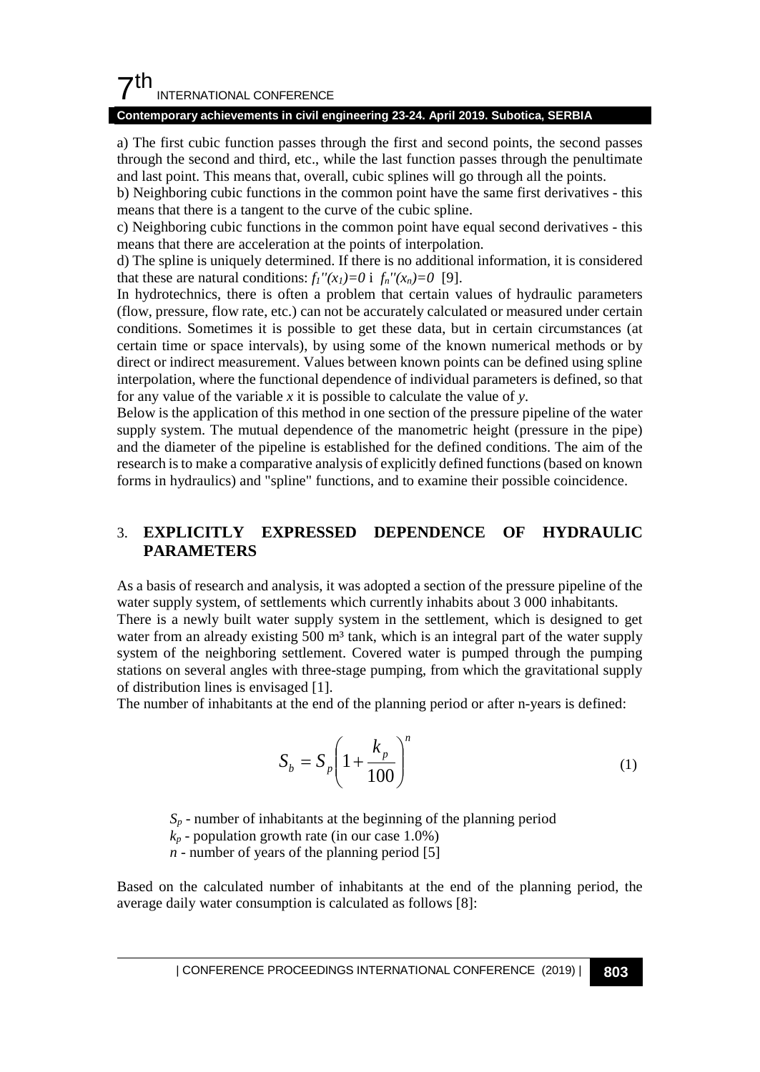a) The first cubic function passes through the first and second points, the second passes through the second and third, etc., while the last function passes through the penultimate and last point. This means that, overall, cubic splines will go through all the points.

b) Neighboring cubic functions in the common point have the same first derivatives - this means that there is a tangent to the curve of the cubic spline.

c) Neighboring cubic functions in the common point have equal second derivatives - this means that there are acceleration at the points of interpolation.

d) The spline is uniquely determined. If there is no additional information, it is considered that these are natural conditions: $f_1''(x_1)=0$ i $f_n''(x_n)=0$ [9].

In hydrotechnics, there is often a problem that certain values of hydraulic parameters (flow, pressure, flow rate, etc.) can not be accurately calculated or measured under certain conditions. Sometimes it is possible to get these data, but in certain circumstances (at certain time or space intervals), by using some of the known numerical methods or by direct or indirect measurement. Values between known points can be defined using spline interpolation, where the functional dependence of individual parameters is defined, so that for any value of the variable $x$ it is possible to calculate the value of $y$.

Below is the application of this method in one section of the pressure pipeline of the water supply system. The mutual dependence of the manometric height (pressure in the pipe) and the diameter of the pipeline is established for the defined conditions. The aim of the research is to make a comparative analysis of explicitly defined functions (based on known forms in hydraulics) and "spline" functions, and to examine their possible coincidence.

## 3. EXPLICITLY EXPRESSED DEPENDENCE OF HYDRAULIC PARAMETERS

As a basis of research and analysis, it was adopted a section of the pressure pipeline of the water supply system, of settlements which currently inhabits about 3 000 inhabitants.

There is a newly built water supply system in the settlement, which is designed to get water from an already existing 500 m³ tank, which is an integral part of the water supply system of the neighboring settlement. Covered water is pumped through the pumping stations on several angles with three-stage pumping, from which the gravitational supply of distribution lines is envisaged [1].

The number of inhabitants at the end of the planning period or after n-years is defined:

$$S_b = S_p \left(1 + \frac{k_p}{100}\right)^n \tag{1}$$

$S_p$ - number of inhabitants at the beginning of the planning period

$k_p$ - population growth rate (in our case 1.0%)

$n$ - number of years of the planning period [5]

Based on the calculated number of inhabitants at the end of the planning period, the average daily water consumption is calculated as follows [8]: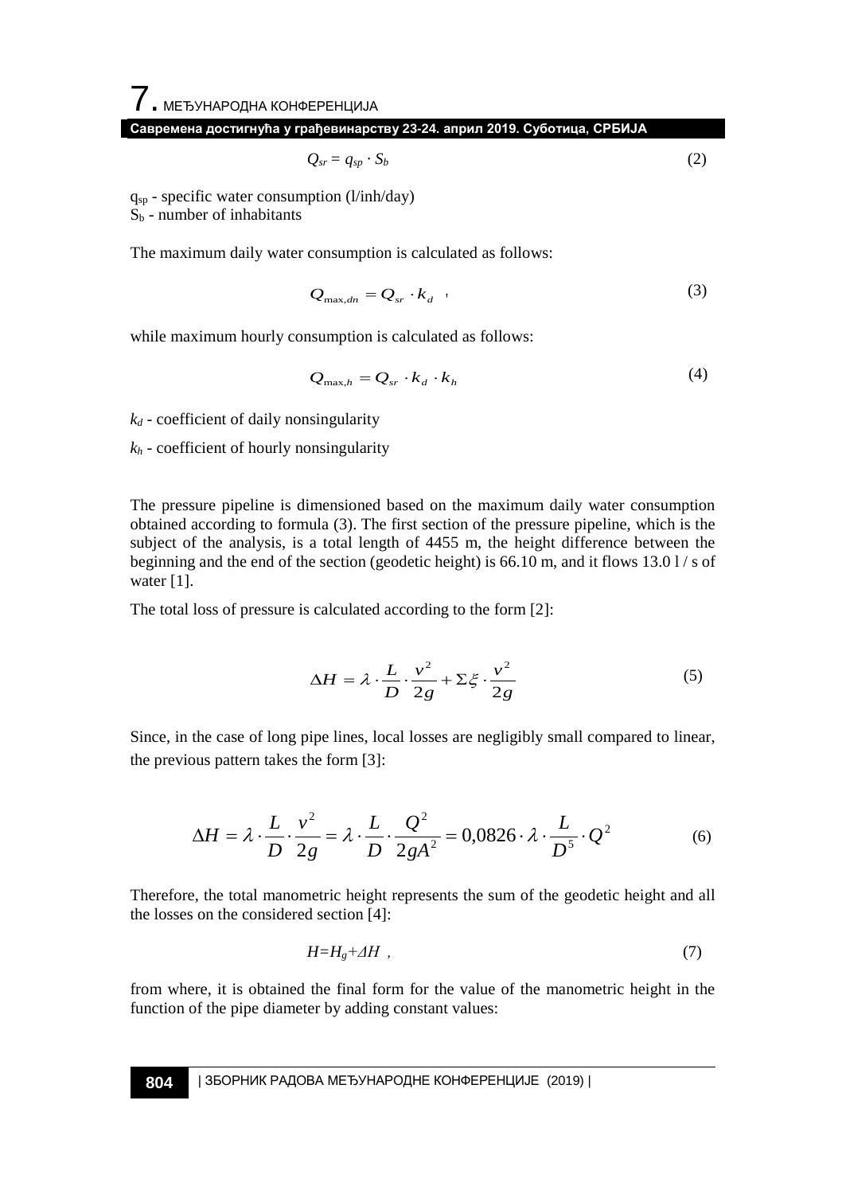$$Q_{sr} = q_{sp} \cdot S_b \tag{2}$$

$q_{sp}$ - specific water consumption (l/inh/day)
$S_b$ - number of inhabitants

The maximum daily water consumption is calculated as follows:

$$Q_{\max,dn} = Q_{sr} \cdot k_d \ , \tag{3}$$

while maximum hourly consumption is calculated as follows:

$$Q_{\max,h} = Q_{sr} \cdot k_d \cdot k_h \tag{4}$$

$k_d$ - coefficient of daily nonsingularity

$k_h$ - coefficient of hourly nonsingularity

The pressure pipeline is dimensioned based on the maximum daily water consumption obtained according to formula (3). The first section of the pressure pipeline, which is the subject of the analysis, is a total length of 4455 m, the height difference between the beginning and the end of the section (geodetic height) is 66.10 m, and it flows 13.0 l / s of water [1].

The total loss of pressure is calculated according to the form [2]:

$$\Delta H = \lambda \cdot \frac{L}{D} \cdot \frac{v^2}{2g} + \Sigma \xi \cdot \frac{v^2}{2g} \tag{5}$$

Since, in the case of long pipe lines, local losses are negligibly small compared to linear, the previous pattern takes the form [3]:

$$\Delta H = \lambda \cdot \frac{L}{D} \cdot \frac{v^2}{2g} = \lambda \cdot \frac{L}{D} \cdot \frac{Q^2}{2gA^2} = 0{,}0826 \cdot \lambda \cdot \frac{L}{D^5} \cdot Q^2 \tag{6}$$

Therefore, the total manometric height represents the sum of the geodetic height and all the losses on the considered section [4]:

$$H = H_g + \Delta H \ , \tag{7}$$

from where, it is obtained the final form for the value of the manometric height in the function of the pipe diameter by adding constant values: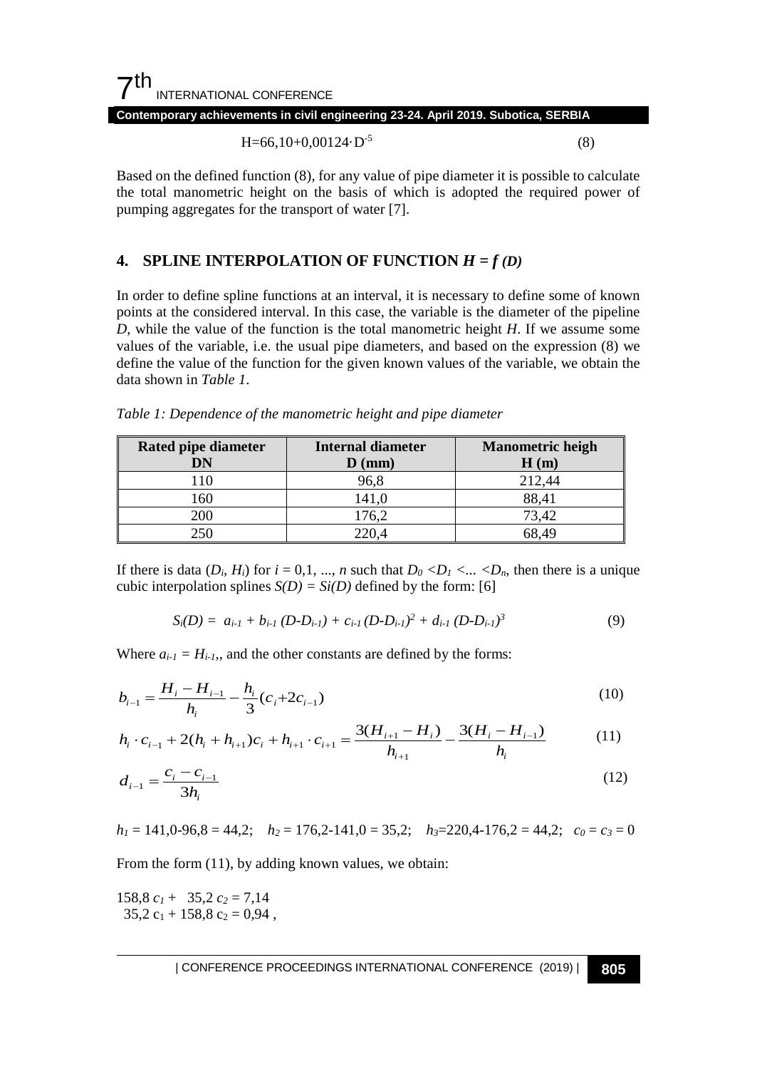$$H=66{,}10+0{,}00124\cdot D^{-5} \tag{8}$$

Based on the defined function (8), for any value of pipe diameter it is possible to calculate the total manometric height on the basis of which is adopted the required power of pumping aggregates for the transport of water [7].

## 4. SPLINE INTERPOLATION OF FUNCTION *H = f (D)*

In order to define spline functions at an interval, it is necessary to define some of known points at the considered interval. In this case, the variable is the diameter of the pipeline $D$, while the value of the function is the total manometric height $H$. If we assume some values of the variable, i.e. the usual pipe diameters, and based on the expression (8) we define the value of the function for the given known values of the variable, we obtain the data shown in *Table 1*.

*Table 1: Dependence of the manometric height and pipe diameter*

| Rated pipe diameter DN | Internal diameter D (mm) | Manometric heigh H (m) |
|---|---|---|
| 110 | 96,8 | 212,44 |
| 160 | 141,0 | 88,41 |
| 200 | 176,2 | 73,42 |
| 250 | 220,4 | 68,49 |

If there is data $(D_i, H_i)$ for $i = 0,1, ..., n$ such that $D_0 < D_1 < ... < D_n$, then there is a unique cubic interpolation splines $S(D) = Si(D)$ defined by the form: [6]

$$S_i(D) = a_{i-1} + b_{i-1} (D-D_{i-1}) + c_{i-1} (D-D_{i-1})^2 + d_{i-1} (D-D_{i-1})^3 \tag{9}$$

Where $a_{i-1} = H_{i-1}$,, and the other constants are defined by the forms:

$$b_{i-1} = \frac{H_i - H_{i-1}}{h_i} - \frac{h_i}{3}(c_i + 2c_{i-1}) \tag{10}$$

$$h_i \cdot c_{i-1} + 2(h_i + h_{i+1})c_i + h_{i+1} \cdot c_{i+1} = \frac{3(H_{i+1} - H_i)}{h_{i+1}} - \frac{3(H_i - H_{i-1})}{h_i} \tag{11}$$

$$d_{i-1} = \frac{c_i - c_{i-1}}{3h_i} \tag{12}$$

$h_1 = 141{,}0\text{-}96{,}8 = 44{,}2$; $h_2 = 176{,}2\text{-}141{,}0 = 35{,}2$; $h_3 = 220{,}4\text{-}176{,}2 = 44{,}2$; $c_0 = c_3 = 0$

From the form (11), by adding known values, we obtain:

$158{,}8\, c_1 + 35{,}2\, c_2 = 7{,}14$
$35{,}2\, c_1 + 158{,}8\, c_2 = 0{,}94$ ,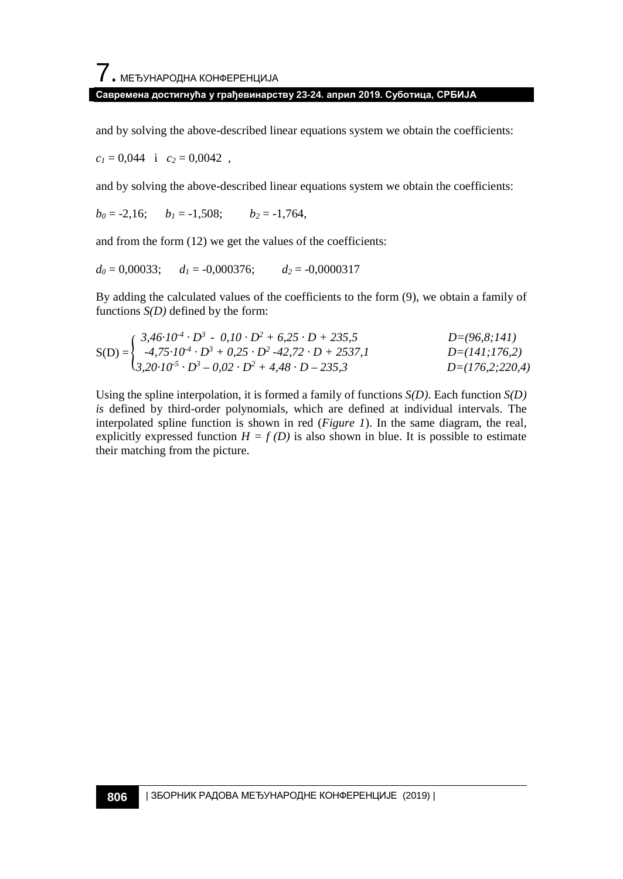and by solving the above-described linear equations system we obtain the coefficients:

$c_1 = 0{,}044$ i $c_2 = 0{,}0042$ ,

and by solving the above-described linear equations system we obtain the coefficients:

$b_0 = -2{,}16$; $b_1 = -1{,}508$; $b_2 = -1{,}764$,

and from the form (12) we get the values of the coefficients:

$d_0 = 0{,}00033$; $d_1 = -0{,}000376$; $d_2 = -0{,}0000317$

By adding the calculated values of the coefficients to the form (9), we obtain a family of functions *S(D)* defined by the form:

$$S(D) = \begin{cases} 3{,}46 \cdot 10^{-4} \cdot D^3 - 0{,}10 \cdot D^2 + 6{,}25 \cdot D + 235{,}5 & D=(96{,}8;141) \\ -4{,}75 \cdot 10^{-4} \cdot D^3 + 0{,}25 \cdot D^2 - 42{,}72 \cdot D + 2537{,}1 & D=(141;176{,}2) \\ 3{,}20 \cdot 10^{-5} \cdot D^3 - 0{,}02 \cdot D^2 + 4{,}48 \cdot D - 235{,}3 & D=(176{,}2;220{,}4) \end{cases}$$

Using the spline interpolation, it is formed a family of functions *S(D)*. Each function *S(D) is* defined by third-order polynomials, which are defined at individual intervals. The interpolated spline function is shown in red (*Figure 1*). In the same diagram, the real, explicitly expressed function $H = f(D)$ is also shown in blue. It is possible to estimate their matching from the picture.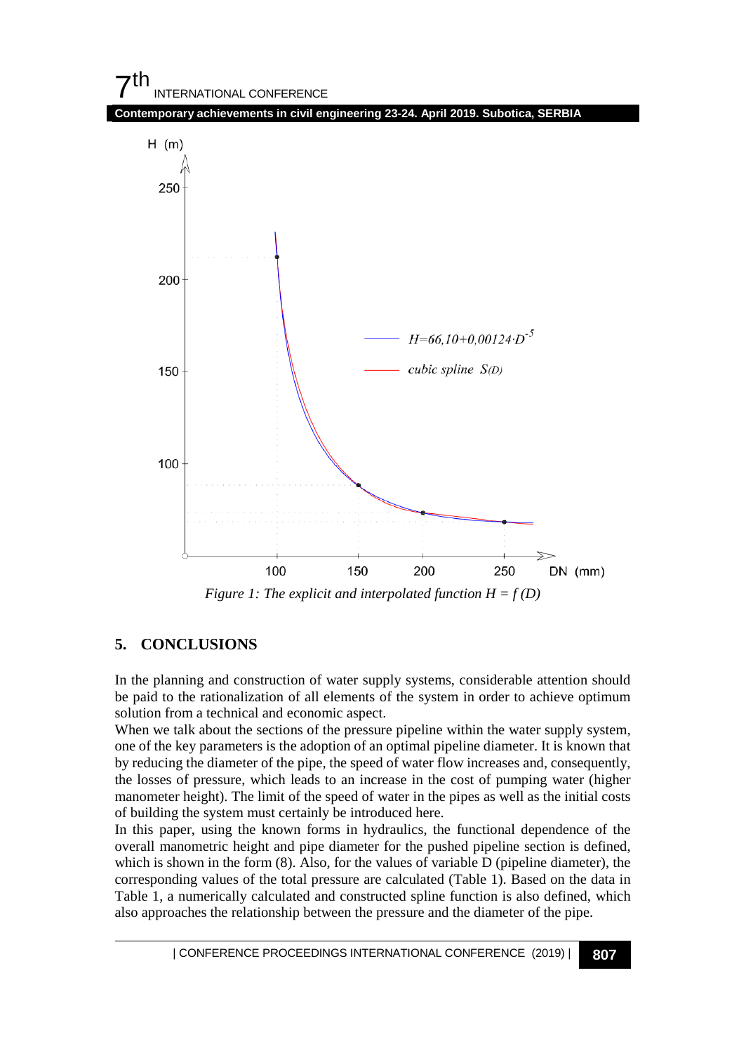Figure 1: The explicit and interpolated function $H = f(D)$

## 5. CONCLUSIONS

In the planning and construction of water supply systems, considerable attention should be paid to the rationalization of all elements of the system in order to achieve optimum solution from a technical and economic aspect.

When we talk about the sections of the pressure pipeline within the water supply system, one of the key parameters is the adoption of an optimal pipeline diameter. It is known that by reducing the diameter of the pipe, the speed of water flow increases and, consequently, the losses of pressure, which leads to an increase in the cost of pumping water (higher manometer height). The limit of the speed of water in the pipes as well as the initial costs of building the system must certainly be introduced here.

In this paper, using the known forms in hydraulics, the functional dependence of the overall manometric height and pipe diameter for the pushed pipeline section is defined, which is shown in the form (8). Also, for the values of variable D (pipeline diameter), the corresponding values of the total pressure are calculated (Table 1). Based on the data in Table 1, a numerically calculated and constructed spline function is also defined, which also approaches the relationship between the pressure and the diameter of the pipe.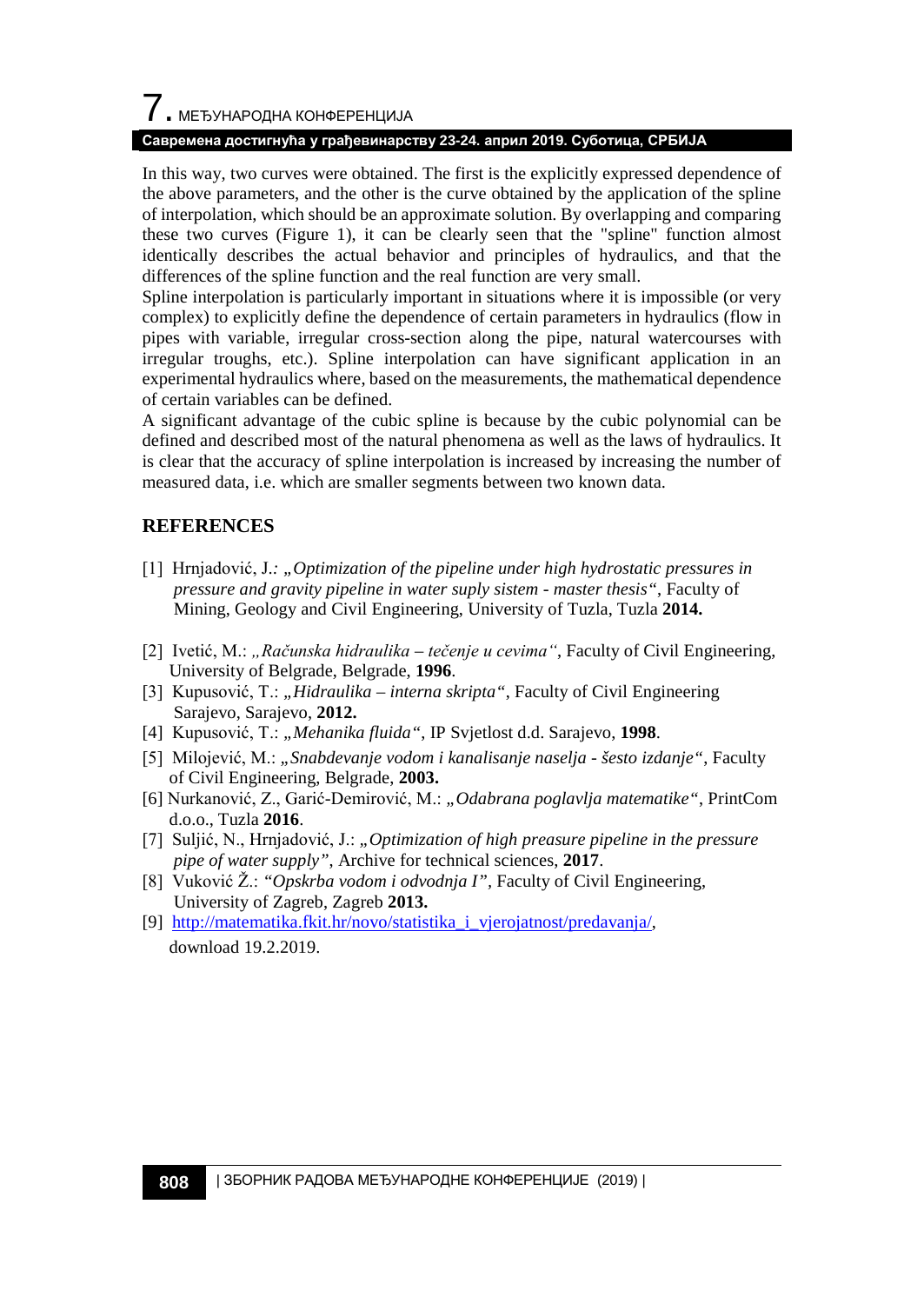In this way, two curves were obtained. The first is the explicitly expressed dependence of the above parameters, and the other is the curve obtained by the application of the spline of interpolation, which should be an approximate solution. By overlapping and comparing these two curves (Figure 1), it can be clearly seen that the "spline" function almost identically describes the actual behavior and principles of hydraulics, and that the differences of the spline function and the real function are very small.

Spline interpolation is particularly important in situations where it is impossible (or very complex) to explicitly define the dependence of certain parameters in hydraulics (flow in pipes with variable, irregular cross-section along the pipe, natural watercourses with irregular troughs, etc.). Spline interpolation can have significant application in an experimental hydraulics where, based on the measurements, the mathematical dependence of certain variables can be defined.

A significant advantage of the cubic spline is because by the cubic polynomial can be defined and described most of the natural phenomena as well as the laws of hydraulics. It is clear that the accuracy of spline interpolation is increased by increasing the number of measured data, i.e. which are smaller segments between two known data.

## REFERENCES

[1] Hrnjadović, J.: *„Optimization of the pipeline under high hydrostatic pressures in pressure and gravity pipeline in water suply sistem - master thesis"*, Faculty of Mining, Geology and Civil Engineering, University of Tuzla, Tuzla **2014.**

[2] Ivetić, M.: *„Računska hidraulika – tečenje u cevima"*, Faculty of Civil Engineering, University of Belgrade, Belgrade, **1996**.

[3] Kupusović, T.: *„Hidraulika – interna skripta"*, Faculty of Civil Engineering Sarajevo, Sarajevo, **2012.**

[4] Kupusović, T.: *„Mehanika fluida"*, IP Svjetlost d.d. Sarajevo, **1998**.

[5] Milojević, M.: *„Snabdevanje vodom i kanalisanje naselja - šesto izdanje"*, Faculty of Civil Engineering, Belgrade, **2003.**

[6] Nurkanović, Z., Garić-Demirović, M.: *„Odabrana poglavlja matematike"*, PrintCom d.o.o., Tuzla **2016**.

[7] Suljić, N., Hrnjadović, J.: *„Optimization of high preasure pipeline in the pressure pipe of water supply"*, Archive for technical sciences, **2017**.

[8] Vuković Ž.: *"Opskrba vodom i odvodnja I"*, Faculty of Civil Engineering, University of Zagreb, Zagreb **2013.**

[9] http://matematika.fkit.hr/novo/statistika_i_vjerojatnost/predavanja/, download 19.2.2019.